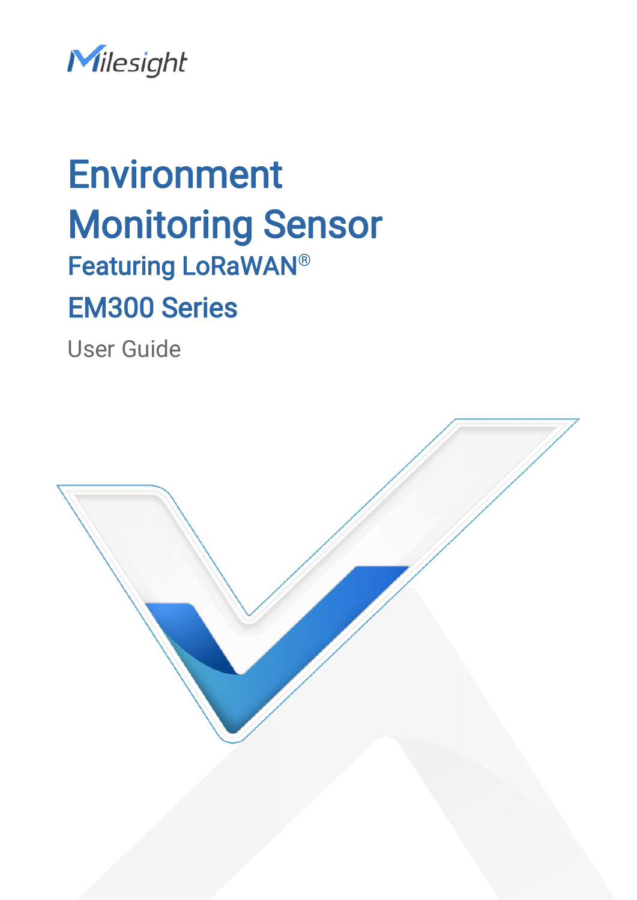Milesight

# Environment Monitoring Sensor

## Featuring LoRaWAN®

## EM300 Series

User Guide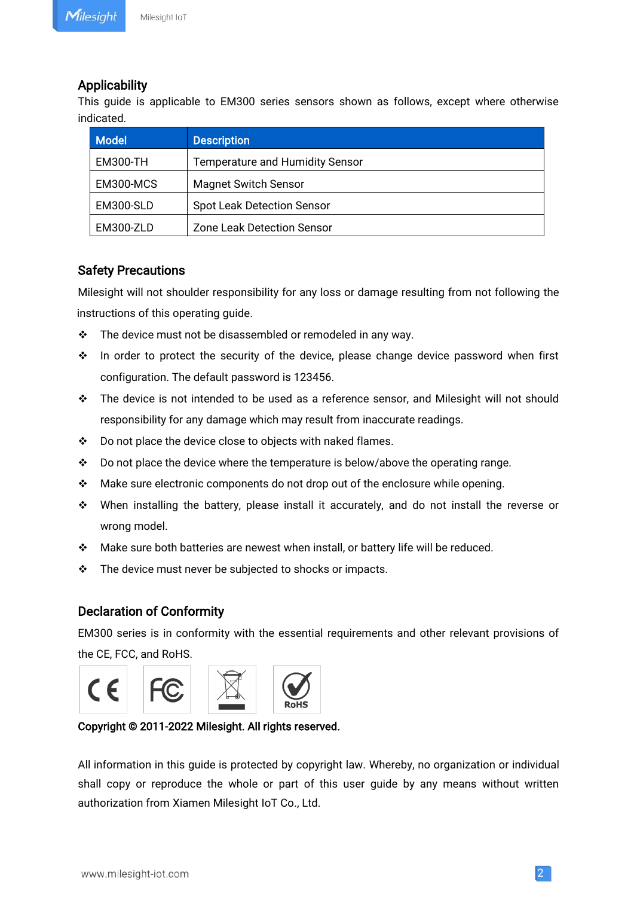## Applicability

This guide is applicable to EM300 series sensors shown as follows, except where otherwise indicated.

| Model | Description |
|---|---|
| EM300-TH | Temperature and Humidity Sensor |
| EM300-MCS | Magnet Switch Sensor |
| EM300-SLD | Spot Leak Detection Sensor |
| EM300-ZLD | Zone Leak Detection Sensor |

## Safety Precautions

Milesight will not shoulder responsibility for any loss or damage resulting from not following the instructions of this operating guide.

- The device must not be disassembled or remodeled in any way.
- In order to protect the security of the device, please change device password when first configuration. The default password is 123456.
- The device is not intended to be used as a reference sensor, and Milesight will not should responsibility for any damage which may result from inaccurate readings.
- Do not place the device close to objects with naked flames.
- Do not place the device where the temperature is below/above the operating range.
- Make sure electronic components do not drop out of the enclosure while opening.
- When installing the battery, please install it accurately, and do not install the reverse or wrong model.
- Make sure both batteries are newest when install, or battery life will be reduced.
- The device must never be subjected to shocks or impacts.

## Declaration of Conformity

EM300 series is in conformity with the essential requirements and other relevant provisions of the CE, FCC, and RoHS.

**Copyright © 2011-2022 Milesight. All rights reserved.**

All information in this guide is protected by copyright law. Whereby, no organization or individual shall copy or reproduce the whole or part of this user guide by any means without written authorization from Xiamen Milesight IoT Co., Ltd.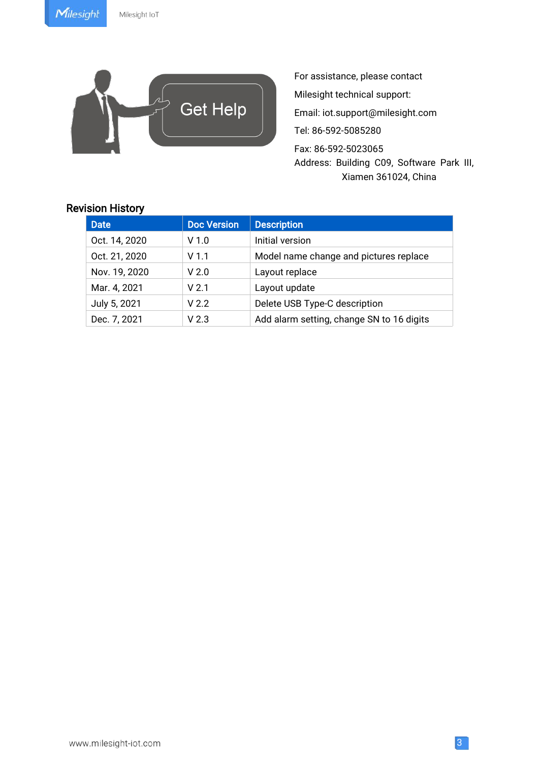For assistance, please contact

Milesight technical support:

Email: iot.support@milesight.com

Tel: 86-592-5085280

Fax: 86-592-5023065

Address: Building C09, Software Park III, Xiamen 361024, China

## Revision History

| Date | Doc Version | Description |
|---|---|---|
| Oct. 14, 2020 | V 1.0 | Initial version |
| Oct. 21, 2020 | V 1.1 | Model name change and pictures replace |
| Nov. 19, 2020 | V 2.0 | Layout replace |
| Mar. 4, 2021 | V 2.1 | Layout update |
| July 5, 2021 | V 2.2 | Delete USB Type-C description |
| Dec. 7, 2021 | V 2.3 | Add alarm setting, change SN to 16 digits |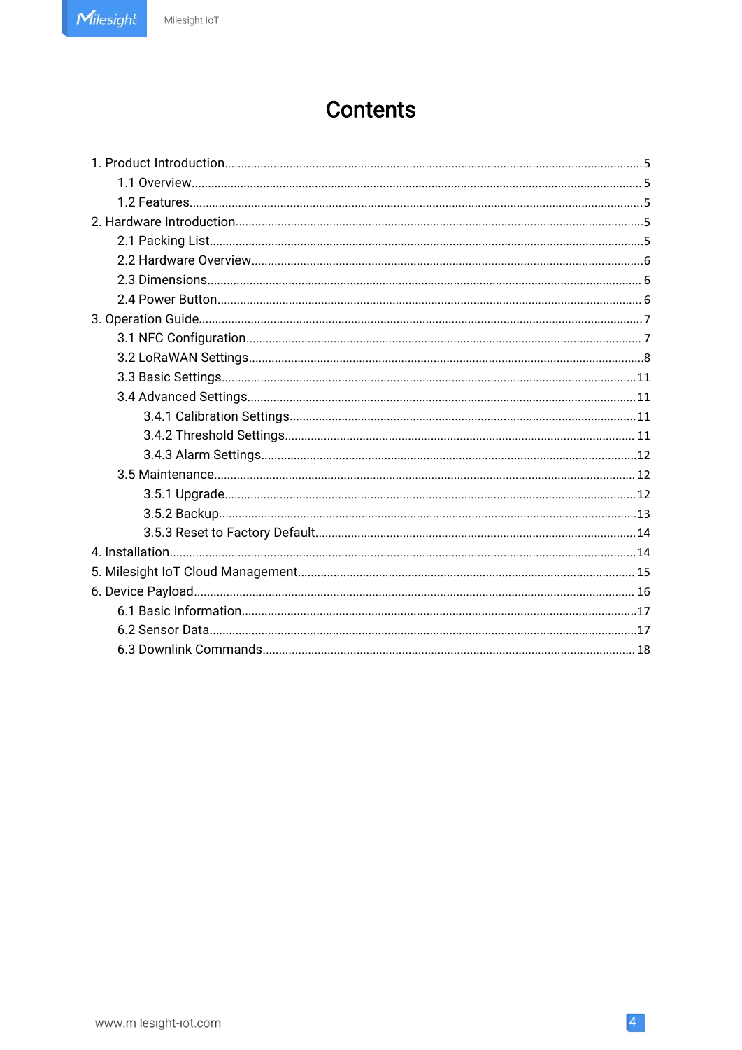# Contents

1. Product Introduction ........................................................................ 5
    1.1 Overview ........................................................................ 5
    1.2 Features ........................................................................ 5
2. Hardware Introduction ........................................................................ 5
    2.1 Packing List ........................................................................ 5
    2.2 Hardware Overview ........................................................................ 6
    2.3 Dimensions ........................................................................ 6
    2.4 Power Button ........................................................................ 6
3. Operation Guide ........................................................................ 7
    3.1 NFC Configuration ........................................................................ 7
    3.2 LoRaWAN Settings ........................................................................ 8
    3.3 Basic Settings ........................................................................ 11
    3.4 Advanced Settings ........................................................................ 11
        3.4.1 Calibration Settings ........................................................................ 11
        3.4.2 Threshold Settings ........................................................................ 11
        3.4.3 Alarm Settings ........................................................................ 12
    3.5 Maintenance ........................................................................ 12
        3.5.1 Upgrade ........................................................................ 12
        3.5.2 Backup ........................................................................ 13
        3.5.3 Reset to Factory Default ........................................................................ 14
4. Installation ........................................................................ 14
5. Milesight IoT Cloud Management ........................................................................ 15
6. Device Payload ........................................................................ 16
    6.1 Basic Information ........................................................................ 17
    6.2 Sensor Data ........................................................................ 17
    6.3 Downlink Commands ........................................................................ 18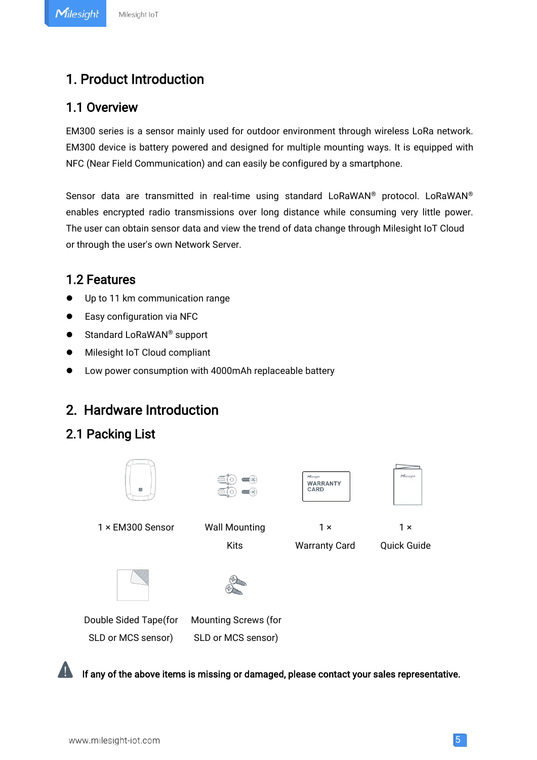# 1. Product Introduction

## 1.1 Overview

EM300 series is a sensor mainly used for outdoor environment through wireless LoRa network. EM300 device is battery powered and designed for multiple mounting ways. It is equipped with NFC (Near Field Communication) and can easily be configured by a smartphone.

Sensor data are transmitted in real-time using standard LoRaWAN® protocol. LoRaWAN® enables encrypted radio transmissions over long distance while consuming very little power. The user can obtain sensor data and view the trend of data change through Milesight IoT Cloud or through the user's own Network Server.

## 1.2 Features

- Up to 11 km communication range
- Easy configuration via NFC
- Standard LoRaWAN® support
- Milesight IoT Cloud compliant
- Low power consumption with 4000mAh replaceable battery

# 2. Hardware Introduction

## 2.1 Packing List

1 × EM300 Sensor

Wall Mounting Kits

1 × Warranty Card

1 × Quick Guide

Double Sided Tape(for SLD or MCS sensor)

Mounting Screws (for SLD or MCS sensor)

**If any of the above items is missing or damaged, please contact your sales representative.**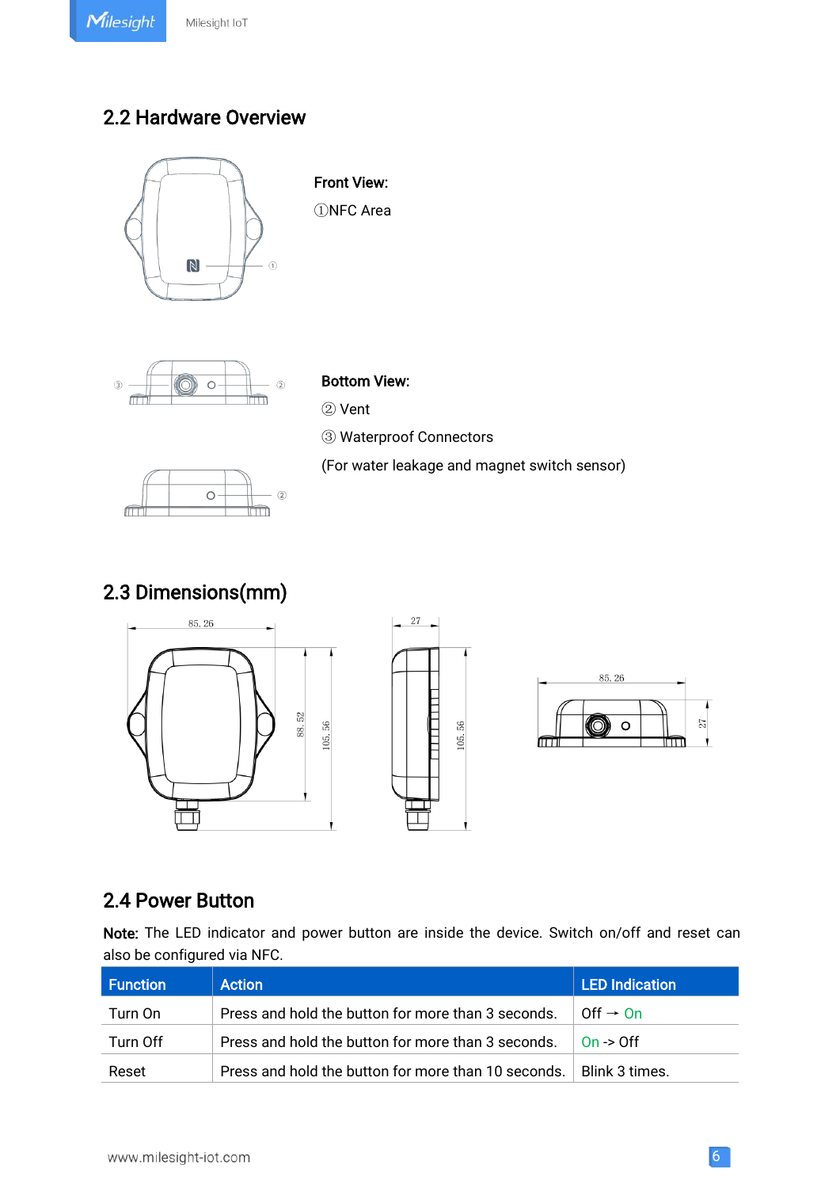## 2.2 Hardware Overview

**Front View:**

①NFC Area

**Bottom View:**

② Vent

③ Waterproof Connectors

(For water leakage and magnet switch sensor)

## 2.3 Dimensions(mm)

## 2.4 Power Button

**Note:** The LED indicator and power button are inside the device. Switch on/off and reset can also be configured via NFC.

| Function | Action | LED Indication |
|---|---|---|
| Turn On | Press and hold the button for more than 3 seconds. | Off → On |
| Turn Off | Press and hold the button for more than 3 seconds. | On -> Off |
| Reset | Press and hold the button for more than 10 seconds. | Blink 3 times. |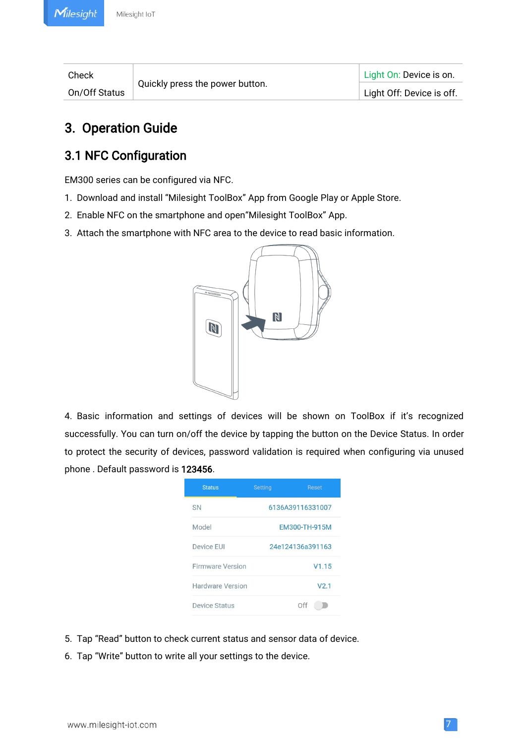| Check On/Off Status | Quickly press the power button. | Light On: Device is on. |
|---|---|---|
| | | Light Off: Device is off. |

# 3. Operation Guide

## 3.1 NFC Configuration

EM300 series can be configured via NFC.

1. Download and install "Milesight ToolBox" App from Google Play or Apple Store.
2. Enable NFC on the smartphone and open"Milesight ToolBox" App.
3. Attach the smartphone with NFC area to the device to read basic information.

4. Basic information and settings of devices will be shown on ToolBox if it's recognized successfully. You can turn on/off the device by tapping the button on the Device Status. In order to protect the security of devices, password validation is required when configuring via unused phone . Default password is **123456**.

| Status | Setting | Reset |
|---|---|---|
| SN | 6136A39116331007 | |
| Model | EM300-TH-915M | |
| Device EUI | 24e124136a391163 | |
| Firmware Version | V1.15 | |
| Hardware Version | V2.1 | |
| Device Status | Off | |

5. Tap "Read" button to check current status and sensor data of device.
6. Tap "Write" button to write all your settings to the device.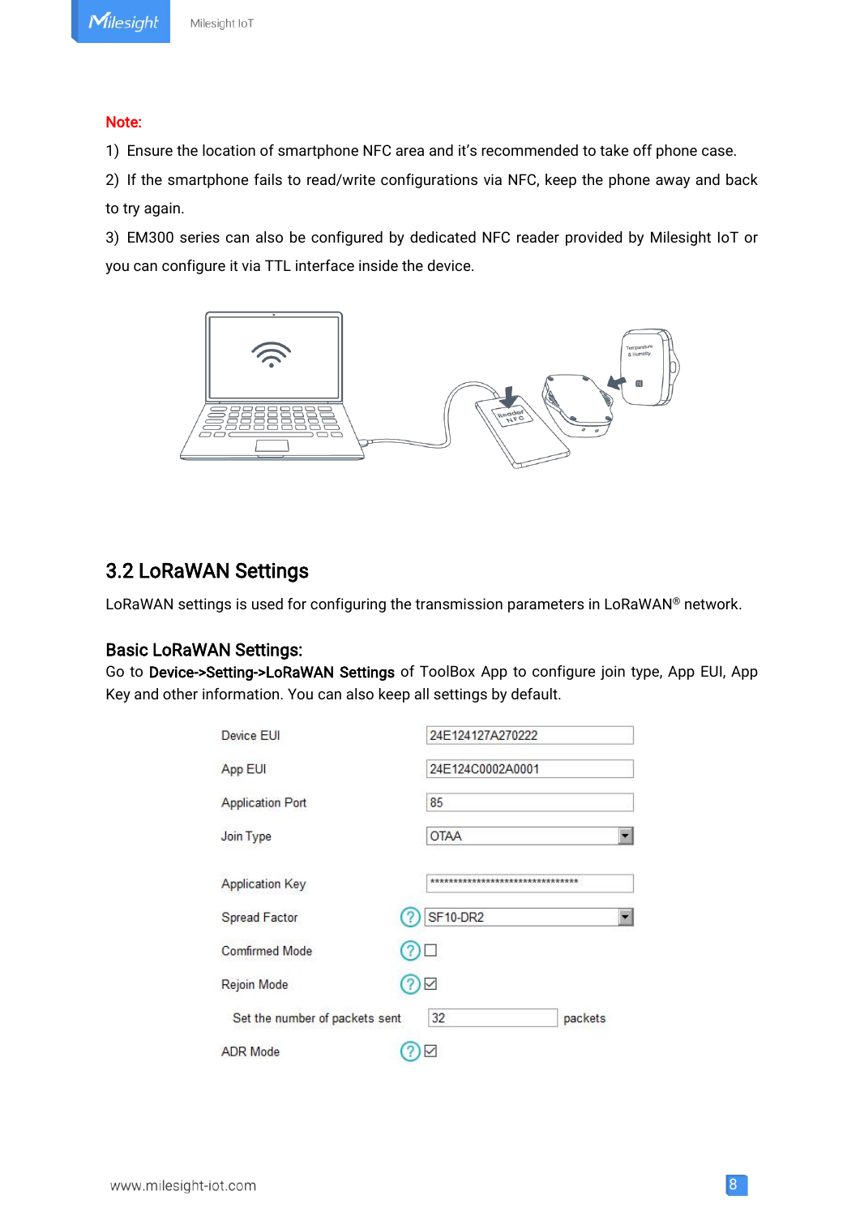**Note:**

1) Ensure the location of smartphone NFC area and it's recommended to take off phone case.

2) If the smartphone fails to read/write configurations via NFC, keep the phone away and back to try again.

3) EM300 series can also be configured by dedicated NFC reader provided by Milesight IoT or you can configure it via TTL interface inside the device.

## 3.2 LoRaWAN Settings

LoRaWAN settings is used for configuring the transmission parameters in LoRaWAN® network.

### Basic LoRaWAN Settings:

Go to **Device->Setting->LoRaWAN Settings** of ToolBox App to configure join type, App EUI, App Key and other information. You can also keep all settings by default.

| Setting | Value |
|---|---|
| Device EUI | 24E124127A270222 |
| App EUI | 24E124C0002A0001 |
| Application Port | 85 |
| Join Type | OTAA |
| Application Key | ******************************** |
| Spread Factor | SF10-DR2 |
| Comfirmed Mode | ☐ |
| Rejoin Mode | ☑ |
| Set the number of packets sent | 32 packets |
| ADR Mode | ☑ |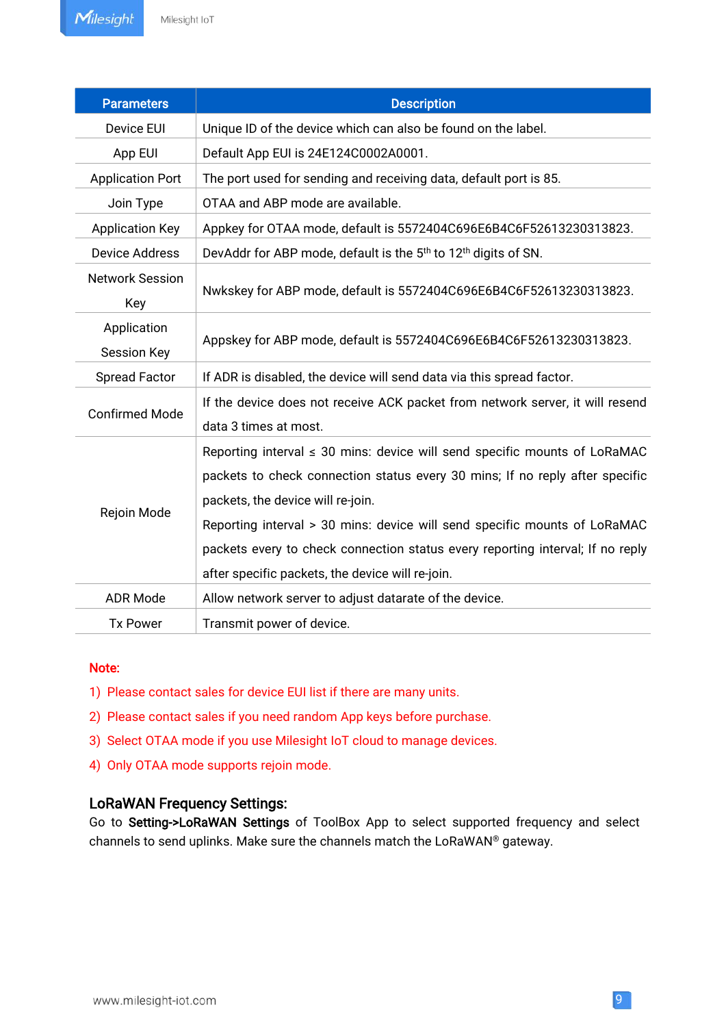| Parameters | Description |
|---|---|
| Device EUI | Unique ID of the device which can also be found on the label. |
| App EUI | Default App EUI is 24E124C0002A0001. |
| Application Port | The port used for sending and receiving data, default port is 85. |
| Join Type | OTAA and ABP mode are available. |
| Application Key | Appkey for OTAA mode, default is 5572404C696E6B4C6F52613230313823. |
| Device Address | DevAddr for ABP mode, default is the 5th to 12th digits of SN. |
| Network Session Key | Nwkskey for ABP mode, default is 5572404C696E6B4C6F52613230313823. |
| Application Session Key | Appskey for ABP mode, default is 5572404C696E6B4C6F52613230313823. |
| Spread Factor | If ADR is disabled, the device will send data via this spread factor. |
| Confirmed Mode | If the device does not receive ACK packet from network server, it will resend data 3 times at most. |
| Rejoin Mode | Reporting interval ≤ 30 mins: device will send specific mounts of LoRaMAC packets to check connection status every 30 mins; If no reply after specific packets, the device will re-join.<br>Reporting interval > 30 mins: device will send specific mounts of LoRaMAC packets every to check connection status every reporting interval; If no reply after specific packets, the device will re-join. |
| ADR Mode | Allow network server to adjust datarate of the device. |
| Tx Power | Transmit power of device. |

**Note:**

1) Please contact sales for device EUI list if there are many units.
2) Please contact sales if you need random App keys before purchase.
3) Select OTAA mode if you use Milesight IoT cloud to manage devices.
4) Only OTAA mode supports rejoin mode.

**LoRaWAN Frequency Settings:**

Go to **Setting->LoRaWAN Settings** of ToolBox App to select supported frequency and select channels to send uplinks. Make sure the channels match the LoRaWAN® gateway.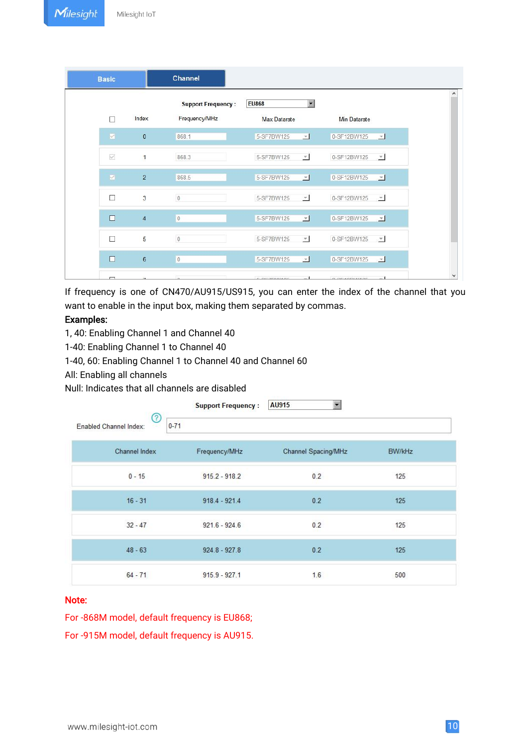| Basic | Channel |
|---|---|

Support Frequency : EU868

| ☐ | Index | Frequency/MHz | Max Datarate | Min Datarate |
|---|---|---|---|---|
| ☑ | 0 | 868.1 | 5-SF7BW125 | 0-SF12BW125 |
| ☑ | 1 | 868.3 | 5-SF7BW125 | 0-SF12BW125 |
| ☑ | 2 | 868.5 | 5-SF7BW125 | 0-SF12BW125 |
| ☐ | 3 | 0 | 5-SF7BW125 | 0-SF12BW125 |
| ☐ | 4 | 0 | 5-SF7BW125 | 0-SF12BW125 |
| ☐ | 5 | 0 | 5-SF7BW125 | 0-SF12BW125 |
| ☐ | 6 | 0 | 5-SF7BW125 | 0-SF12BW125 |

If frequency is one of CN470/AU915/US915, you can enter the index of the channel that you want to enable in the input box, making them separated by commas.

**Examples:**

1, 40: Enabling Channel 1 and Channel 40

1-40: Enabling Channel 1 to Channel 40

1-40, 60: Enabling Channel 1 to Channel 40 and Channel 60

All: Enabling all channels

Null: Indicates that all channels are disabled

Support Frequency : AU915

Enabled Channel Index: 0-71

| Channel Index | Frequency/MHz | Channel Spacing/MHz | BW/kHz |
|---|---|---|---|
| 0 - 15 | 915.2 - 918.2 | 0.2 | 125 |
| 16 - 31 | 918.4 - 921.4 | 0.2 | 125 |
| 32 - 47 | 921.6 - 924.6 | 0.2 | 125 |
| 48 - 63 | 924.8 - 927.8 | 0.2 | 125 |
| 64 - 71 | 915.9 - 927.1 | 1.6 | 500 |

**Note:**

For -868M model, default frequency is EU868;

For -915M model, default frequency is AU915.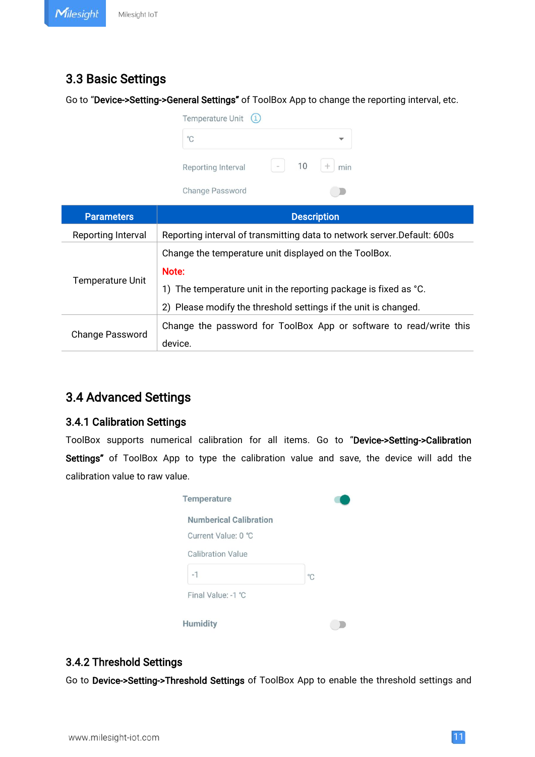## 3.3 Basic Settings

Go to "**Device->Setting->General Settings"** of ToolBox App to change the reporting interval, etc.

Temperature Unit

℃

Reporting Interval - 10 + min

Change Password

| Parameters | Description |
|---|---|
| Reporting Interval | Reporting interval of transmitting data to network server.Default: 600s |
| Temperature Unit | Change the temperature unit displayed on the ToolBox.<br>**Note:**<br>1) The temperature unit in the reporting package is fixed as °C.<br>2) Please modify the threshold settings if the unit is changed. |
| Change Password | Change the password for ToolBox App or software to read/write this device. |

## 3.4 Advanced Settings

### 3.4.1 Calibration Settings

ToolBox supports numerical calibration for all items. Go to "**Device->Setting->Calibration Settings"** of ToolBox App to type the calibration value and save, the device will add the calibration value to raw value.

**Temperature**

**Numberical Calibration**

Current Value: 0 ℃

Calibration Value

-1 ℃

Final Value: -1 ℃

**Humidity**

### 3.4.2 Threshold Settings

Go to **Device->Setting->Threshold Settings** of ToolBox App to enable the threshold settings and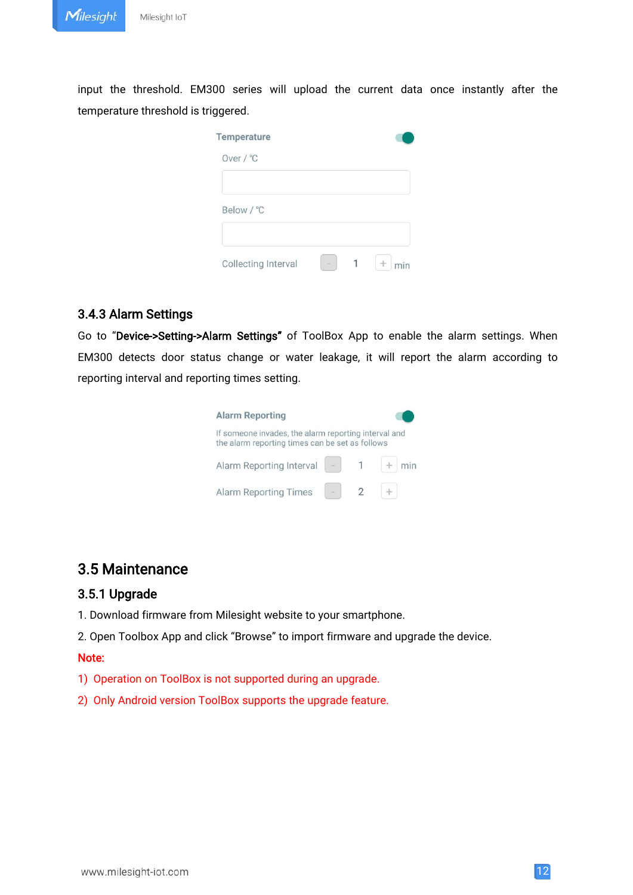input the threshold. EM300 series will upload the current data once instantly after the temperature threshold is triggered.

Temperature

Over / ℃

Below / ℃

Collecting Interval - 1 + min

### 3.4.3 Alarm Settings

Go to "**Device->Setting->Alarm Settings**" of ToolBox App to enable the alarm settings. When EM300 detects door status change or water leakage, it will report the alarm according to reporting interval and reporting times setting.

Alarm Reporting

If someone invades, the alarm reporting interval and the alarm reporting times can be set as follows

Alarm Reporting Interval - 1 + min

Alarm Reporting Times - 2 +

## 3.5 Maintenance

### 3.5.1 Upgrade

1. Download firmware from Milesight website to your smartphone.
2. Open Toolbox App and click "Browse" to import firmware and upgrade the device.

**Note:**

1) Operation on ToolBox is not supported during an upgrade.
2) Only Android version ToolBox supports the upgrade feature.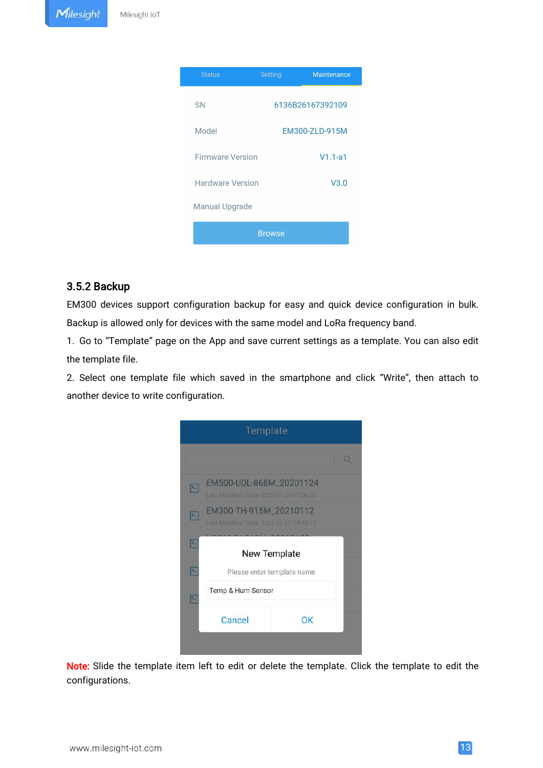### 3.5.2 Backup

EM300 devices support configuration backup for easy and quick device configuration in bulk. Backup is allowed only for devices with the same model and LoRa frequency band.

1. Go to "Template" page on the App and save current settings as a template. You can also edit the template file.

2. Select one template file which saved in the smartphone and click "Write", then attach to another device to write configuration.

Note: Slide the template item left to edit or delete the template. Click the template to edit the configurations.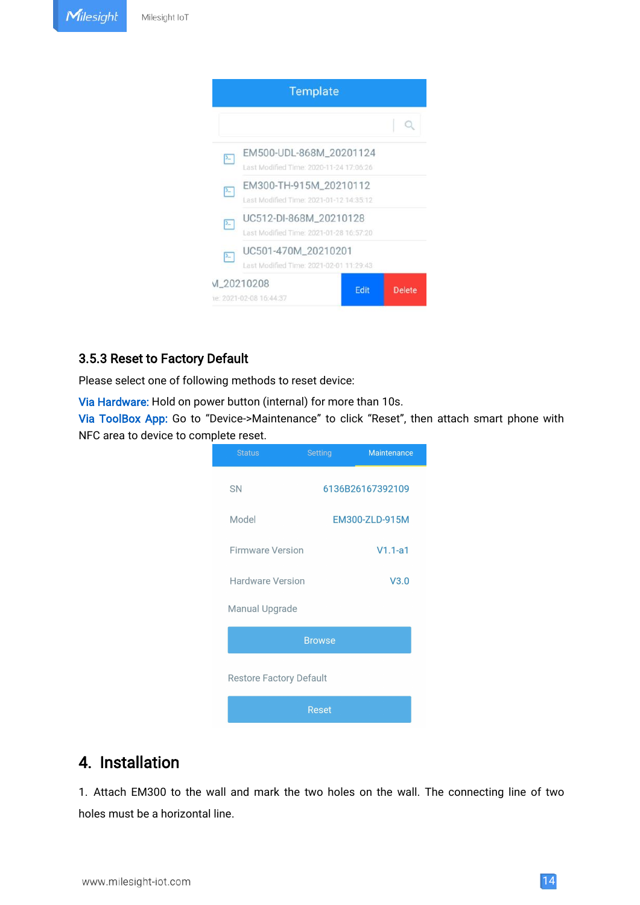### 3.5.3 Reset to Factory Default

Please select one of following methods to reset device:

Via Hardware: Hold on power button (internal) for more than 10s.
Via ToolBox App: Go to "Device->Maintenance" to click "Reset", then attach smart phone with NFC area to device to complete reset.

# 4. Installation

1. Attach EM300 to the wall and mark the two holes on the wall. The connecting line of two holes must be a horizontal line.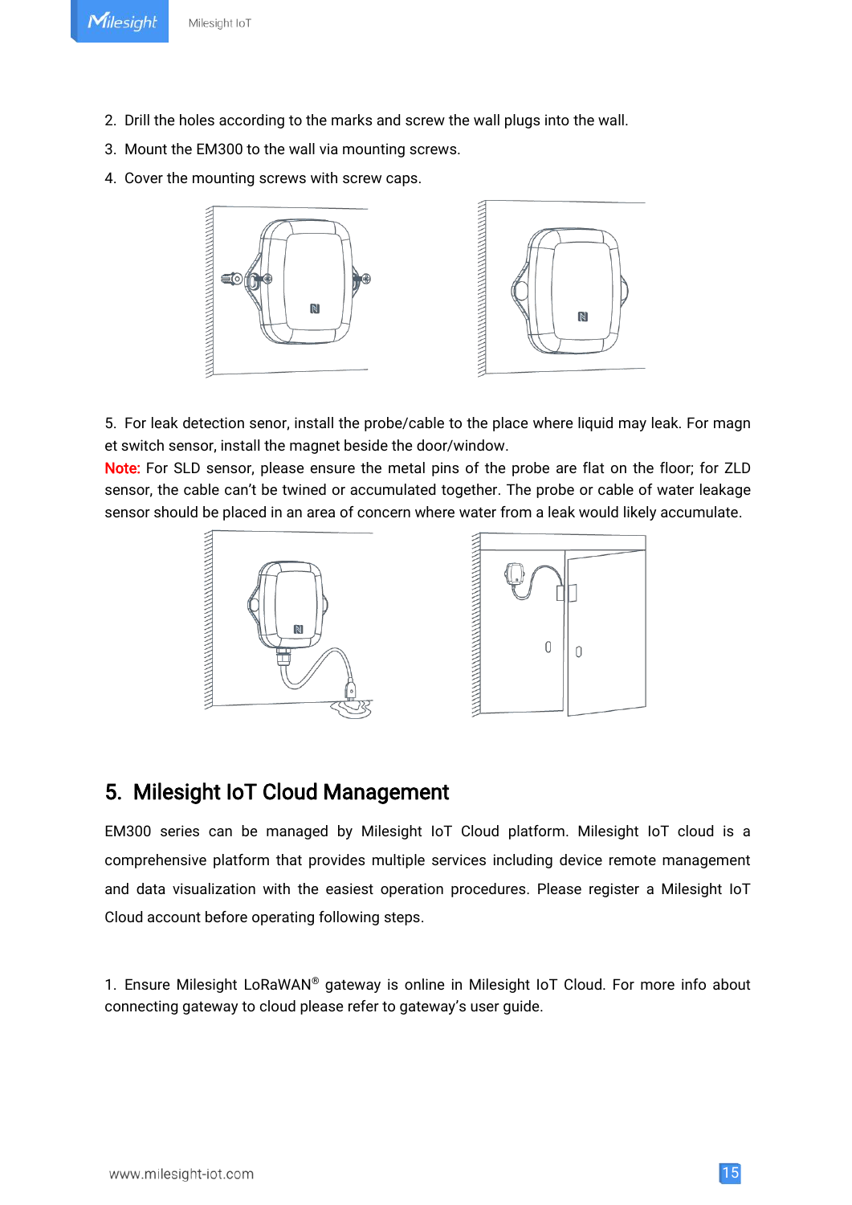2. Drill the holes according to the marks and screw the wall plugs into the wall.
3. Mount the EM300 to the wall via mounting screws.
4. Cover the mounting screws with screw caps.

5. For leak detection senor, install the probe/cable to the place where liquid may leak. For magnet switch sensor, install the magnet beside the door/window.

Note: For SLD sensor, please ensure the metal pins of the probe are flat on the floor; for ZLD sensor, the cable can't be twined or accumulated together. The probe or cable of water leakage sensor should be placed in an area of concern where water from a leak would likely accumulate.

## 5. Milesight IoT Cloud Management

EM300 series can be managed by Milesight IoT Cloud platform. Milesight IoT cloud is a comprehensive platform that provides multiple services including device remote management and data visualization with the easiest operation procedures. Please register a Milesight IoT Cloud account before operating following steps.

1. Ensure Milesight LoRaWAN® gateway is online in Milesight IoT Cloud. For more info about connecting gateway to cloud please refer to gateway's user guide.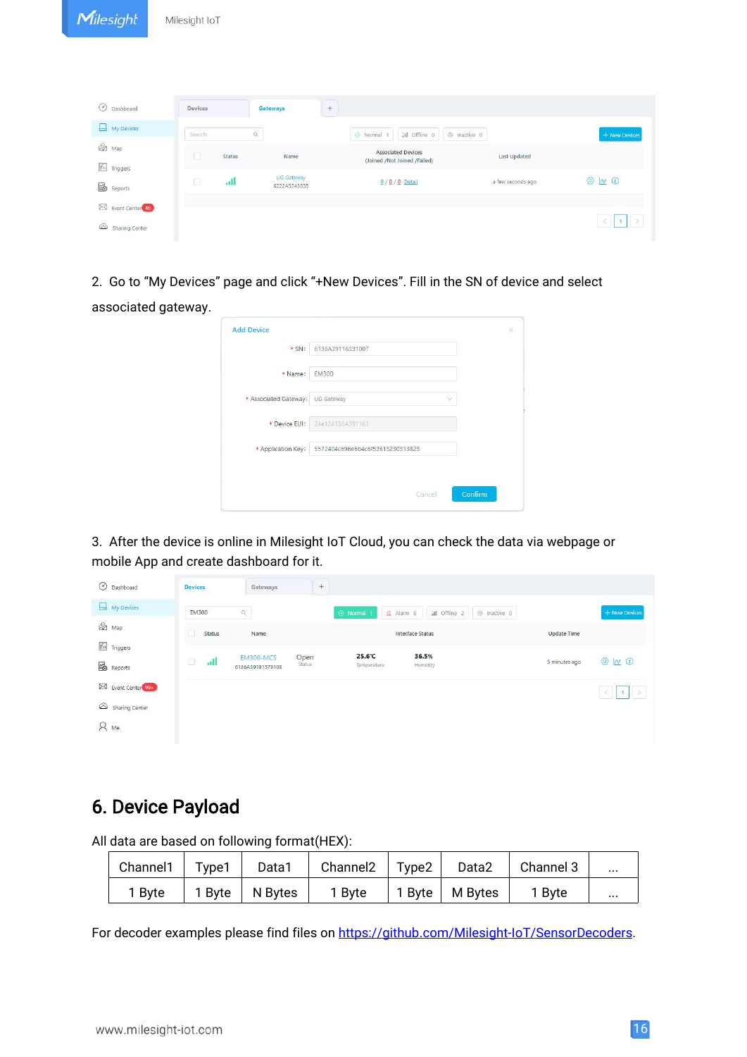2. Go to "My Devices" page and click "+New Devices". Fill in the SN of device and select associated gateway.

3. After the device is online in Milesight IoT Cloud, you can check the data via webpage or mobile App and create dashboard for it.

## 6. Device Payload

All data are based on following format(HEX):

| Channel1 | Type1 | Data1 | Channel2 | Type2 | Data2 | Channel 3 | ... |
|---|---|---|---|---|---|---|---|
| 1 Byte | 1 Byte | N Bytes | 1 Byte | 1 Byte | M Bytes | 1 Byte | ... |

For decoder examples please find files on https://github.com/Milesight-IoT/SensorDecoders.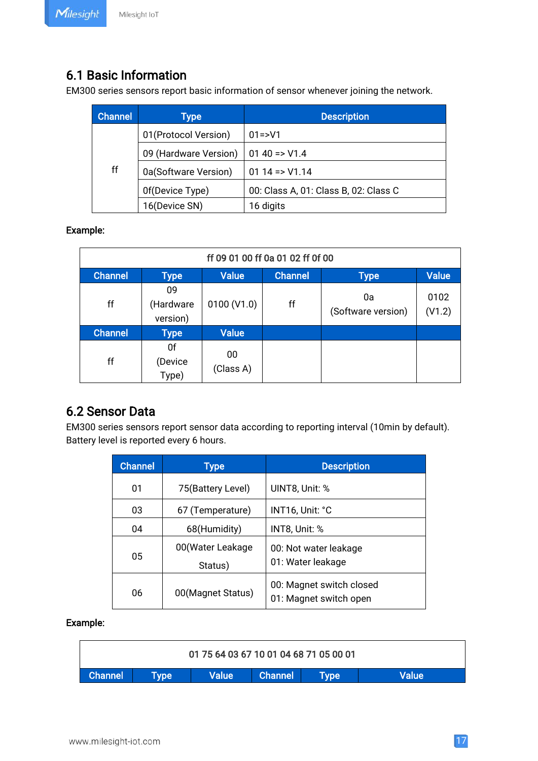## 6.1 Basic Information

EM300 series sensors report basic information of sensor whenever joining the network.

| Channel | Type | Description |
|---|---|---|
| ff | 01(Protocol Version) | 01=>V1 |
| | 09 (Hardware Version) | 01 40 => V1.4 |
| | 0a(Software Version) | 01 14 => V1.14 |
| | 0f(Device Type) | 00: Class A, 01: Class B, 02: Class C |
| | 16(Device SN) | 16 digits |

**Example:**

| ff 09 01 00 ff 0a 01 02 ff 0f 00 | | | | | |
|---|---|---|---|---|---|
| **Channel** | **Type** | **Value** | **Channel** | **Type** | **Value** |
| ff | 09 (Hardware version) | 0100 (V1.0) | ff | 0a (Software version) | 0102 (V1.2) |
| **Channel** | **Type** | **Value** | | | |
| ff | 0f (Device Type) | 00 (Class A) | | | |

## 6.2 Sensor Data

EM300 series sensors report sensor data according to reporting interval (10min by default). Battery level is reported every 6 hours.

| Channel | Type | Description |
|---|---|---|
| 01 | 75(Battery Level) | UINT8, Unit: % |
| 03 | 67 (Temperature) | INT16, Unit: °C |
| 04 | 68(Humidity) | INT8, Unit: % |
| 05 | 00(Water Leakage Status) | 00: Not water leakage<br>01: Water leakage |
| 06 | 00(Magnet Status) | 00: Magnet switch closed<br>01: Magnet switch open |

**Example:**

| 01 75 64 03 67 10 01 04 68 71 05 00 01 | | | | | |
|---|---|---|---|---|---|
| **Channel** | **Type** | **Value** | **Channel** | **Type** | **Value** |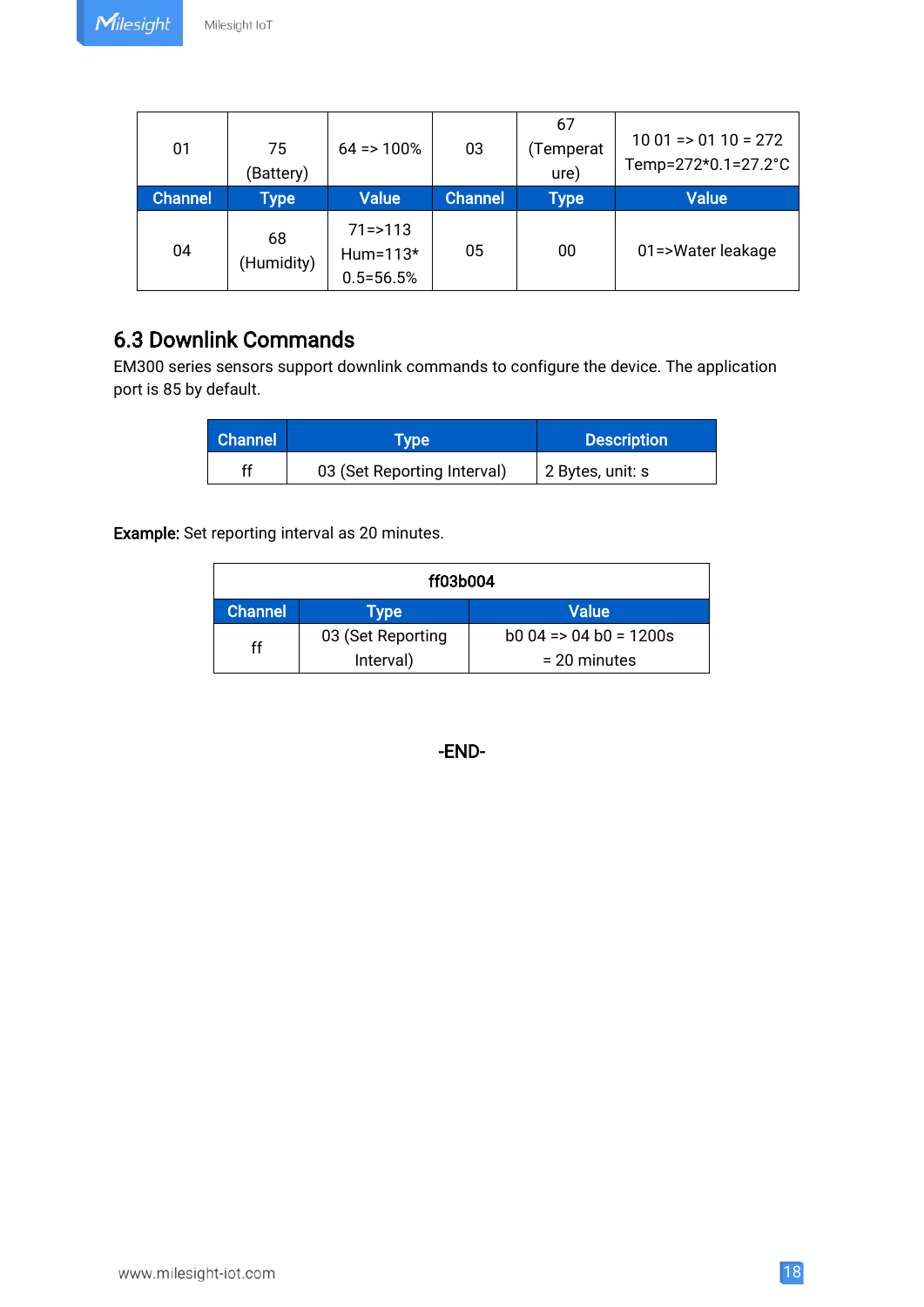| | | | | | |
|---|---|---|---|---|---|
| 01 | 75 (Battery) | 64 => 100% | 03 | 67 (Temperature) | 10 01 => 01 10 = 272 Temp=272*0.1=27.2°C |
| **Channel** | **Type** | **Value** | **Channel** | **Type** | **Value** |
| 04 | 68 (Humidity) | 71=>113 Hum=113*0.5=56.5% | 05 | 00 | 01=>Water leakage |

## 6.3 Downlink Commands

EM300 series sensors support downlink commands to configure the device. The application port is 85 by default.

| Channel | Type | Description |
|---|---|---|
| ff | 03 (Set Reporting Interval) | 2 Bytes, unit: s |

**Example:** Set reporting interval as 20 minutes.

| ff03b004 | | |
|---|---|---|
| **Channel** | **Type** | **Value** |
| ff | 03 (Set Reporting Interval) | b0 04 => 04 b0 = 1200s = 20 minutes |

-END-